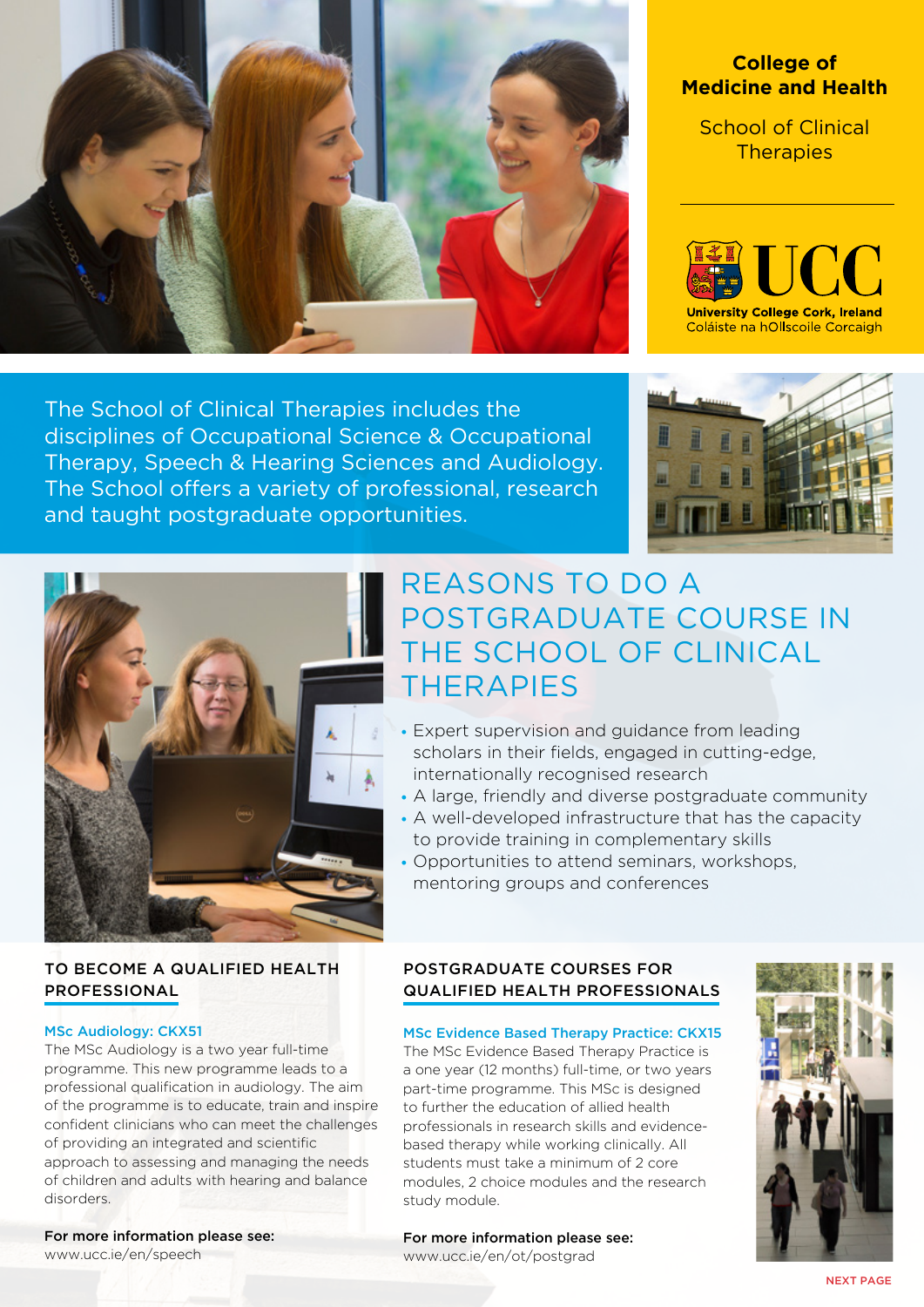**College of Medicine and Health**

School of Clinical Therapies

UCC
University College Cork, Ireland
Coláiste na hOllscoile Corcaigh

The School of Clinical Therapies includes the disciplines of Occupational Science & Occupational Therapy, Speech & Hearing Sciences and Audiology. The School offers a variety of professional, research and taught postgraduate opportunities.

# REASONS TO DO A POSTGRADUATE COURSE IN THE SCHOOL OF CLINICAL THERAPIES

- Expert supervision and guidance from leading scholars in their fields, engaged in cutting-edge, internationally recognised research
- A large, friendly and diverse postgraduate community
- A well-developed infrastructure that has the capacity to provide training in complementary skills
- Opportunities to attend seminars, workshops, mentoring groups and conferences

## TO BECOME A QUALIFIED HEALTH PROFESSIONAL

### MSc Audiology: CKX51

The MSc Audiology is a two year full-time programme. This new programme leads to a professional qualification in audiology. The aim of the programme is to educate, train and inspire confident clinicians who can meet the challenges of providing an integrated and scientific approach to assessing and managing the needs of children and adults with hearing and balance disorders.

**For more information please see:**
www.ucc.ie/en/speech

## POSTGRADUATE COURSES FOR QUALIFIED HEALTH PROFESSIONALS

### MSc Evidence Based Therapy Practice: CKX15

The MSc Evidence Based Therapy Practice is a one year (12 months) full-time, or two years part-time programme. This MSc is designed to further the education of allied health professionals in research skills and evidence-based therapy while working clinically. All students must take a minimum of 2 core modules, 2 choice modules and the research study module.

**For more information please see:**
www.ucc.ie/en/ot/postgrad

NEXT PAGE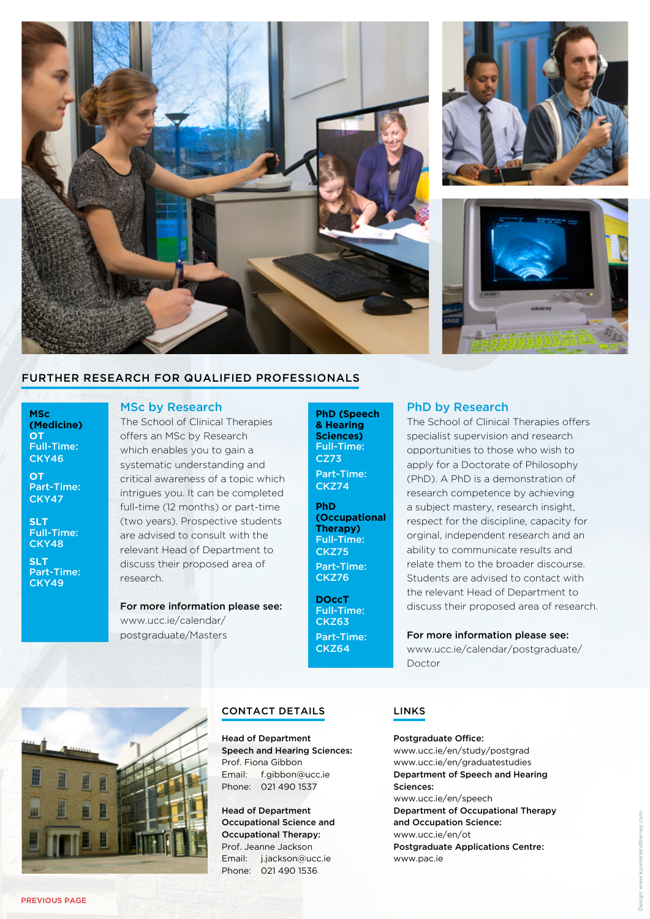## FURTHER RESEARCH FOR QUALIFIED PROFESSIONALS

**MSc (Medicine)**
**OT**
Full-Time:
CKY46

**OT**
Part-Time:
CKY47

**SLT**
Full-Time:
CKY48

**SLT**
Part-Time:
CKY49

### MSc by Research

The School of Clinical Therapies offers an MSc by Research which enables you to gain a systematic understanding and critical awareness of a topic which intrigues you. It can be completed full-time (12 months) or part-time (two years). Prospective students are advised to consult with the relevant Head of Department to discuss their proposed area of research.

**For more information please see:**
www.ucc.ie/calendar/postgraduate/Masters

**PhD (Speech & Hearing Sciences)**
Full-Time:
CZ73

Part-Time:
CKZ74

**PhD (Occupational Therapy)**
Full-Time:
CKZ75

Part-Time:
CKZ76

**DOccT**
Full-Time:
CKZ63

Part-Time:
CKZ64

### PhD by Research

The School of Clinical Therapies offers specialist supervision and research opportunities to those who wish to apply for a Doctorate of Philosophy (PhD). A PhD is a demonstration of research competence by achieving a subject mastery, research insight, respect for the discipline, capacity for orginal, independent research and an ability to communicate results and relate them to the broader discourse. Students are advised to contact with the relevant Head of Department to discuss their proposed area of research.

**For more information please see:**
www.ucc.ie/calendar/postgraduate/Doctor

## CONTACT DETAILS

**Head of Department Speech and Hearing Sciences:**
Prof. Fiona Gibbon
Email: f.gibbon@ucc.ie
Phone: 021 490 1537

**Head of Department Occupational Science and Occupational Therapy:**
Prof. Jeanne Jackson
Email: j.jackson@ucc.ie
Phone: 021 490 1536

## LINKS

**Postgraduate Office:**
www.ucc.ie/en/study/postgrad
www.ucc.ie/en/graduatestudies

**Department of Speech and Hearing Sciences:**
www.ucc.ie/en/speech

**Department of Occupational Therapy and Occupation Science:**
www.ucc.ie/en/ot

**Postgraduate Applications Centre:**
www.pac.ie

PREVIOUS PAGE

Design: www.kunnertandtierney.com